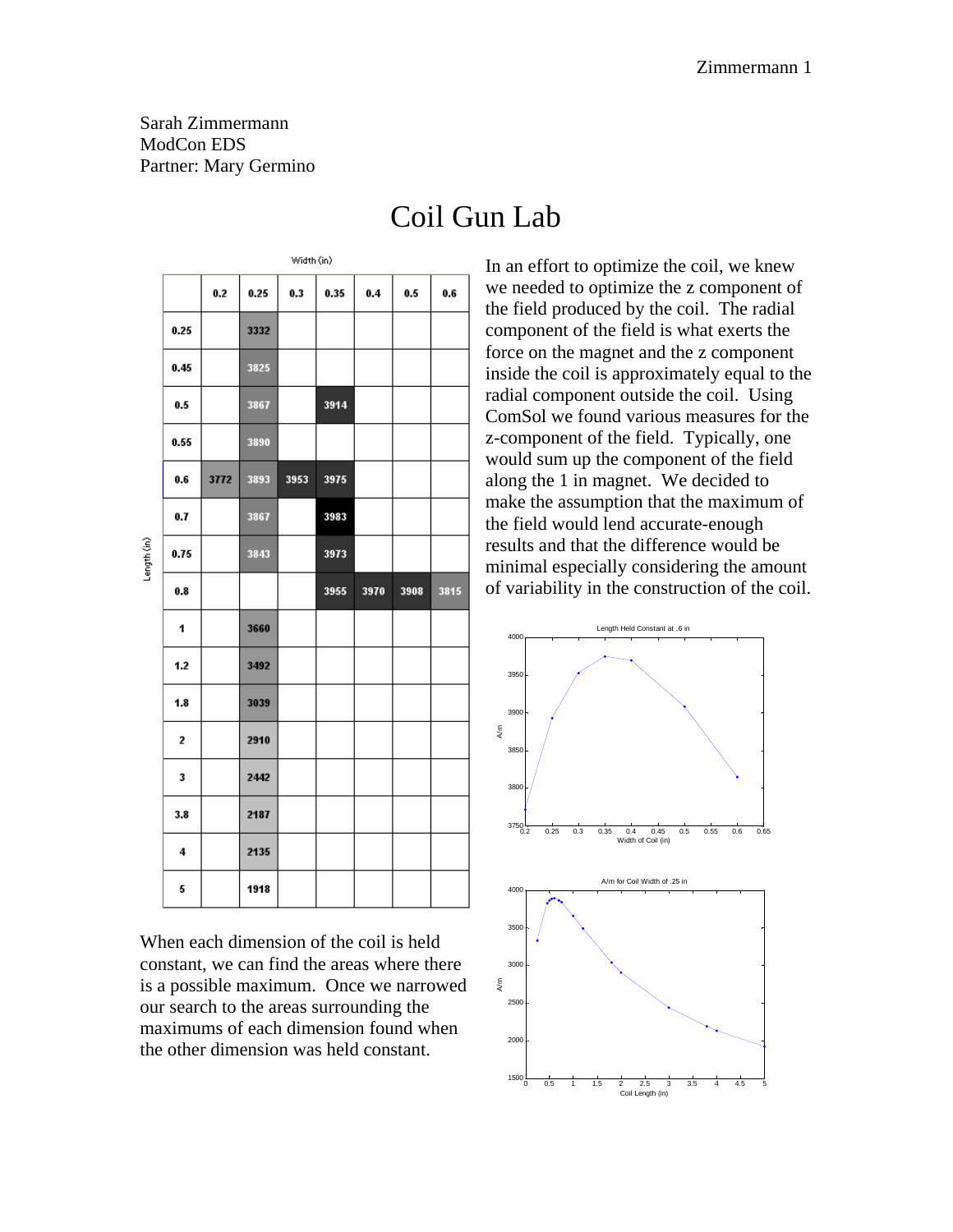Sarah Zimmermann
ModCon EDS
Partner: Mary Germino

# Coil Gun Lab

| Length (in) \ Width (in) | 0.2 | 0.25 | 0.3 | 0.35 | 0.4 | 0.5 | 0.6 |
|---|---|---|---|---|---|---|---|
| 0.25 | | 3332 | | | | | |
| 0.45 | | 3825 | | | | | |
| 0.5 | | 3867 | | 3914 | | | |
| 0.55 | | 3890 | | | | | |
| 0.6 | 3772 | 3893 | 3953 | 3975 | | | |
| 0.7 | | 3867 | | 3983 | | | |
| 0.75 | | 3843 | | 3973 | | | |
| 0.8 | | | | 3955 | 3970 | 3908 | 3815 |
| 1 | | 3660 | | | | | |
| 1.2 | | 3492 | | | | | |
| 1.8 | | 3039 | | | | | |
| 2 | | 2910 | | | | | |
| 3 | | 2442 | | | | | |
| 3.8 | | 2187 | | | | | |
| 4 | | 2135 | | | | | |
| 5 | | 1918 | | | | | |

When each dimension of the coil is held constant, we can find the areas where there is a possible maximum. Once we narrowed our search to the areas surrounding the maximums of each dimension found when the other dimension was held constant.

In an effort to optimize the coil, we knew we needed to optimize the z component of the field produced by the coil. The radial component of the field is what exerts the force on the magnet and the z component inside the coil is approximately equal to the radial component outside the coil. Using ComSol we found various measures for the z-component of the field. Typically, one would sum up the component of the field along the 1 in magnet. We decided to make the assumption that the maximum of the field would lend accurate-enough results and that the difference would be minimal especially considering the amount of variability in the construction of the coil.

Length Held Constant at .6 in

A/m vs. Width of Coil (in)

A/m for Coil Width of .25 in

A/m vs. Coil Length (in)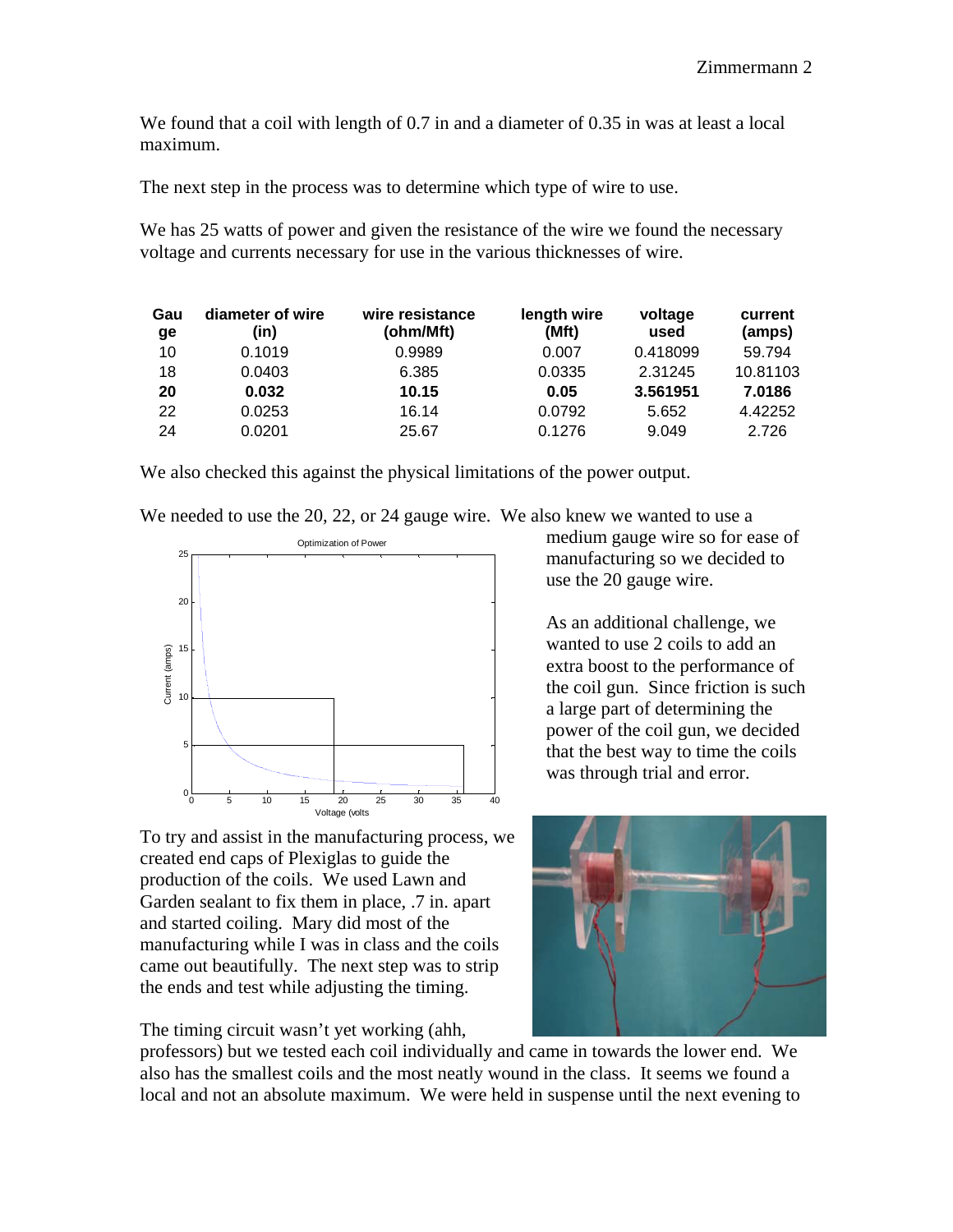We found that a coil with length of 0.7 in and a diameter of 0.35 in was at least a local maximum.

The next step in the process was to determine which type of wire to use.

We has 25 watts of power and given the resistance of the wire we found the necessary voltage and currents necessary for use in the various thicknesses of wire.

| Gauge | diameter of wire (in) | wire resistance (ohm/Mft) | length wire (Mft) | voltage used | current (amps) |
|---|---|---|---|---|---|
| 10 | 0.1019 | 0.9989 | 0.007 | 0.418099 | 59.794 |
| 18 | 0.0403 | 6.385 | 0.0335 | 2.31245 | 10.81103 |
| **20** | **0.032** | **10.15** | **0.05** | **3.561951** | **7.0186** |
| 22 | 0.0253 | 16.14 | 0.0792 | 5.652 | 4.42252 |
| 24 | 0.0201 | 25.67 | 0.1276 | 9.049 | 2.726 |

We also checked this against the physical limitations of the power output.

We needed to use the 20, 22, or 24 gauge wire. We also knew we wanted to use a medium gauge wire so for ease of manufacturing so we decided to use the 20 gauge wire.

As an additional challenge, we wanted to use 2 coils to add an extra boost to the performance of the coil gun. Since friction is such a large part of determining the power of the coil gun, we decided that the best way to time the coils was through trial and error.

To try and assist in the manufacturing process, we created end caps of Plexiglas to guide the production of the coils. We used Lawn and Garden sealant to fix them in place, .7 in. apart and started coiling. Mary did most of the manufacturing while I was in class and the coils came out beautifully. The next step was to strip the ends and test while adjusting the timing.

The timing circuit wasn't yet working (ahh, professors) but we tested each coil individually and came in towards the lower end. We also has the smallest coils and the most neatly wound in the class. It seems we found a local and not an absolute maximum. We were held in suspense until the next evening to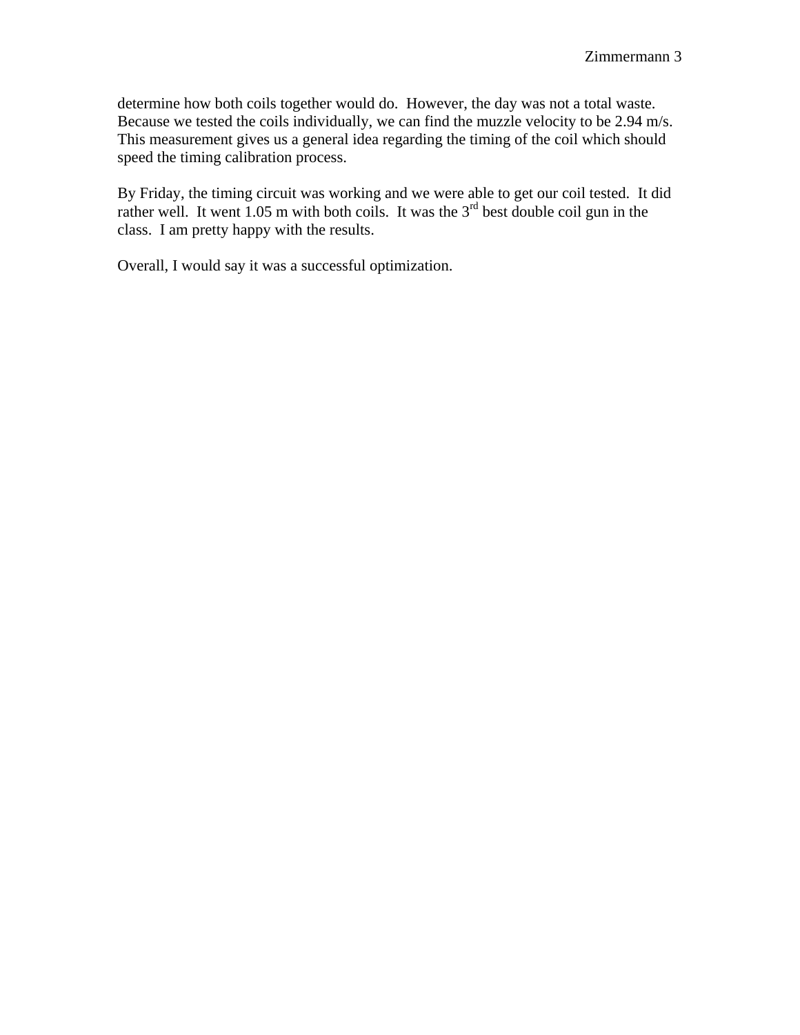determine how both coils together would do. However, the day was not a total waste. Because we tested the coils individually, we can find the muzzle velocity to be 2.94 m/s. This measurement gives us a general idea regarding the timing of the coil which should speed the timing calibration process.

By Friday, the timing circuit was working and we were able to get our coil tested. It did rather well. It went 1.05 m with both coils. It was the 3rd best double coil gun in the class. I am pretty happy with the results.

Overall, I would say it was a successful optimization.